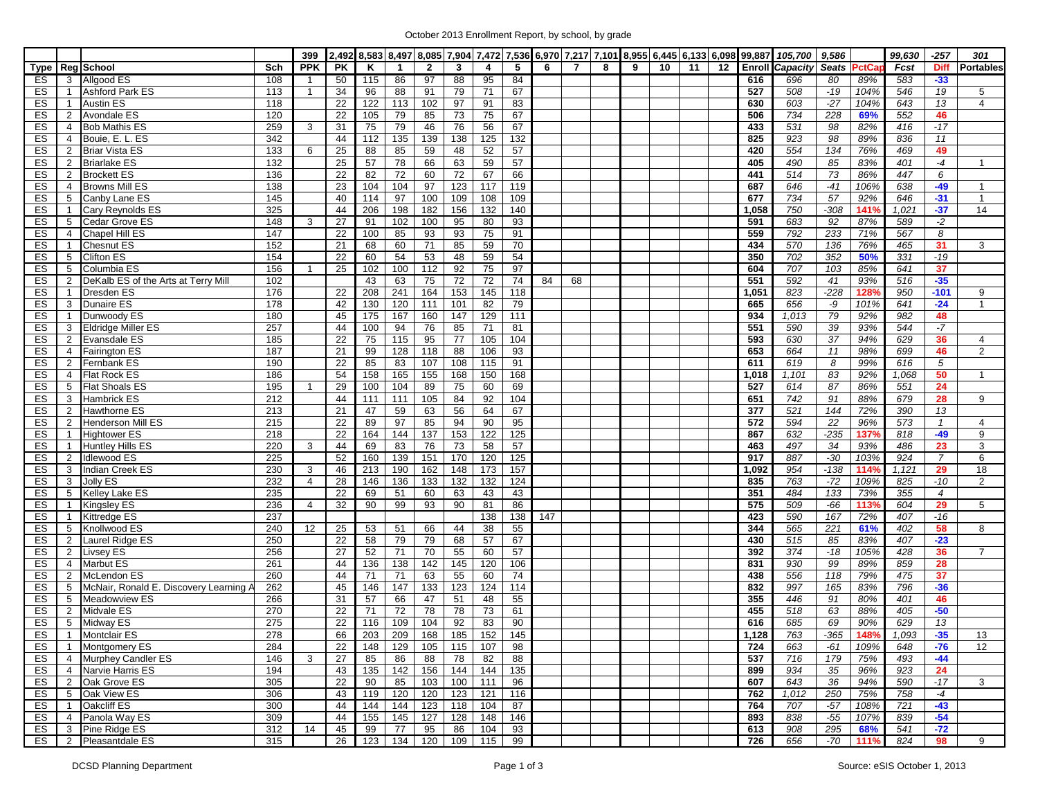October 2013 Enrollment Report, by school, by grade

| | | | | 399 | 2,492 | 8,583 | 8,497 | 8,085 | 7,904 | 7,472 | 7,536 | 6,970 | 7,217 | 7,101 | 8,955 | 6,445 | 6,133 | 6,098 | 99,887 | 105,700 | 9,586 | | 99,630 | -257 | 301 |
|---|---|---|---|---|---|---|---|---|---|---|---|---|---|---|---|---|---|---|---|---|---|---|---|---|---|
| Type | Reg | School | Sch | PPK | PK | K | 1 | 2 | 3 | 4 | 5 | 6 | 7 | 8 | 9 | 10 | 11 | 12 | Enroll | Capacity | Seats | PctCap | Fcst | Diff | Portables |
| ES | 3 | Allgood ES | 108 | 1 | 50 | 115 | 86 | 97 | 88 | 95 | 84 | | | | | | | | 616 | 696 | 80 | 89% | 583 | -33 | |
| ES | 1 | Ashford Park ES | 113 | 1 | 34 | 96 | 88 | 91 | 79 | 71 | 67 | | | | | | | | 527 | 508 | -19 | 104% | 546 | 19 | 5 |
| ES | 1 | Austin ES | 118 | | 22 | 122 | 113 | 102 | 97 | 91 | 83 | | | | | | | | 630 | 603 | -27 | 104% | 643 | 13 | 4 |
| ES | 2 | Avondale ES | 120 | | 22 | 105 | 79 | 85 | 73 | 75 | 67 | | | | | | | | 506 | 734 | 228 | 69% | 552 | 46 | |
| ES | 4 | Bob Mathis ES | 259 | 3 | 31 | 75 | 79 | 46 | 76 | 56 | 67 | | | | | | | | 433 | 531 | 98 | 82% | 416 | -17 | |
| ES | 4 | Bouie, E. L. ES | 342 | | 44 | 112 | 135 | 139 | 138 | 125 | 132 | | | | | | | | 825 | 923 | 98 | 89% | 836 | 11 | |
| ES | 2 | Briar Vista ES | 133 | 6 | 25 | 88 | 85 | 59 | 48 | 52 | 57 | | | | | | | | 420 | 554 | 134 | 76% | 469 | 49 | |
| ES | 2 | Briarlake ES | 132 | | 25 | 57 | 78 | 66 | 63 | 59 | 57 | | | | | | | | 405 | 490 | 85 | 83% | 401 | -4 | 1 |
| ES | 2 | Brockett ES | 136 | | 22 | 82 | 72 | 60 | 72 | 67 | 66 | | | | | | | | 441 | 514 | 73 | 86% | 447 | 6 | |
| ES | 4 | Browns Mill ES | 138 | | 23 | 104 | 104 | 97 | 123 | 117 | 119 | | | | | | | | 687 | 646 | -41 | 106% | 638 | -49 | 1 |
| ES | 5 | Canby Lane ES | 145 | | 40 | 114 | 97 | 100 | 109 | 108 | 109 | | | | | | | | 677 | 734 | 57 | 92% | 646 | -31 | 1 |
| ES | 1 | Cary Reynolds ES | 325 | | 44 | 206 | 198 | 182 | 156 | 132 | 140 | | | | | | | | 1,058 | 750 | -308 | 141% | 1,021 | -37 | 14 |
| ES | 5 | Cedar Grove ES | 148 | 3 | 27 | 91 | 102 | 100 | 95 | 80 | 93 | | | | | | | | 591 | 683 | 92 | 87% | 589 | -2 | |
| ES | 4 | Chapel Hill ES | 147 | | 22 | 100 | 85 | 93 | 93 | 75 | 91 | | | | | | | | 559 | 792 | 233 | 71% | 567 | 8 | |
| ES | 1 | Chesnut ES | 152 | | 21 | 68 | 60 | 71 | 85 | 59 | 70 | | | | | | | | 434 | 570 | 136 | 76% | 465 | 31 | 3 |
| ES | 5 | Clifton ES | 154 | | 22 | 60 | 54 | 53 | 48 | 59 | 54 | | | | | | | | 350 | 702 | 352 | 50% | 331 | -19 | |
| ES | 5 | Columbia ES | 156 | 1 | 25 | 102 | 100 | 112 | 92 | 75 | 97 | | | | | | | | 604 | 707 | 103 | 85% | 641 | 37 | |
| ES | 2 | DeKalb ES of the Arts at Terry Mill | 102 | | | 43 | 63 | 75 | 72 | 72 | 74 | 84 | 68 | | | | | | 551 | 592 | 41 | 93% | 516 | -35 | |
| ES | 1 | Dresden ES | 176 | | 22 | 208 | 241 | 164 | 153 | 145 | 118 | | | | | | | | 1,051 | 823 | -228 | 128% | 950 | -101 | 9 |
| ES | 3 | Dunaire ES | 178 | | 42 | 130 | 120 | 111 | 101 | 82 | 79 | | | | | | | | 665 | 656 | -9 | 101% | 641 | -24 | 1 |
| ES | 1 | Dunwoody ES | 180 | | 45 | 175 | 167 | 160 | 147 | 129 | 111 | | | | | | | | 934 | 1,013 | 79 | 92% | 982 | 48 | |
| ES | 3 | Eldridge Miller ES | 257 | | 44 | 100 | 94 | 76 | 85 | 71 | 81 | | | | | | | | 551 | 590 | 39 | 93% | 544 | -7 | |
| ES | 2 | Evansdale ES | 185 | | 22 | 75 | 115 | 95 | 77 | 105 | 104 | | | | | | | | 593 | 630 | 37 | 94% | 629 | 36 | 4 |
| ES | 4 | Fairington ES | 187 | | 21 | 99 | 128 | 118 | 88 | 106 | 93 | | | | | | | | 653 | 664 | 11 | 98% | 699 | 46 | 2 |
| ES | 2 | Fernbank ES | 190 | | 22 | 85 | 83 | 107 | 108 | 115 | 91 | | | | | | | | 611 | 619 | 8 | 99% | 616 | 5 | |
| ES | 4 | Flat Rock ES | 186 | | 54 | 158 | 165 | 155 | 168 | 150 | 168 | | | | | | | | 1,018 | 1,101 | 83 | 92% | 1,068 | 50 | 1 |
| ES | 5 | Flat Shoals ES | 195 | 1 | 29 | 100 | 104 | 89 | 75 | 60 | 69 | | | | | | | | 527 | 614 | 87 | 86% | 551 | 24 | |
| ES | 3 | Hambrick ES | 212 | | 44 | 111 | 111 | 105 | 84 | 92 | 104 | | | | | | | | 651 | 742 | 91 | 88% | 679 | 28 | 9 |
| ES | 2 | Hawthorne ES | 213 | | 21 | 47 | 59 | 63 | 56 | 64 | 67 | | | | | | | | 377 | 521 | 144 | 72% | 390 | 13 | |
| ES | 2 | Henderson Mill ES | 215 | | 22 | 89 | 97 | 85 | 94 | 90 | 95 | | | | | | | | 572 | 594 | 22 | 96% | 573 | 1 | 4 |
| ES | 1 | Hightower ES | 218 | | 22 | 164 | 144 | 137 | 153 | 122 | 125 | | | | | | | | 867 | 632 | -235 | 137% | 818 | -49 | 9 |
| ES | 1 | Huntley Hills ES | 220 | 3 | 44 | 69 | 83 | 76 | 73 | 58 | 57 | | | | | | | | 463 | 497 | 34 | 93% | 486 | 23 | 3 |
| ES | 2 | Idlewood ES | 225 | | 52 | 160 | 139 | 151 | 170 | 120 | 125 | | | | | | | | 917 | 887 | -30 | 103% | 924 | 7 | 6 |
| ES | 3 | Indian Creek ES | 230 | 3 | 46 | 213 | 190 | 162 | 148 | 173 | 157 | | | | | | | | 1,092 | 954 | -138 | 114% | 1,121 | 29 | 18 |
| ES | 3 | Jolly ES | 232 | 4 | 28 | 146 | 136 | 133 | 132 | 132 | 124 | | | | | | | | 835 | 763 | -72 | 109% | 825 | -10 | 2 |
| ES | 5 | Kelley Lake ES | 235 | | 22 | 69 | 51 | 60 | 63 | 43 | 43 | | | | | | | | 351 | 484 | 133 | 73% | 355 | 4 | |
| ES | 1 | Kingsley ES | 236 | 4 | 32 | 90 | 99 | 93 | 90 | 81 | 86 | | | | | | | | 575 | 509 | -66 | 113% | 604 | 29 | 5 |
| ES | 1 | Kittredge ES | 237 | | | | | | | 138 | 138 | 147 | | | | | | | 423 | 590 | 167 | 72% | 407 | -16 | |
| ES | 5 | Knollwood ES | 240 | 12 | 25 | 53 | 51 | 66 | 44 | 38 | 55 | | | | | | | | 344 | 565 | 221 | 61% | 402 | 58 | 8 |
| ES | 2 | Laurel Ridge ES | 250 | | 22 | 58 | 79 | 79 | 68 | 57 | 67 | | | | | | | | 430 | 515 | 85 | 83% | 407 | -23 | |
| ES | 2 | Livsey ES | 256 | | 27 | 52 | 71 | 70 | 55 | 60 | 57 | | | | | | | | 392 | 374 | -18 | 105% | 428 | 36 | 7 |
| ES | 4 | Marbut ES | 261 | | 44 | 136 | 138 | 142 | 145 | 120 | 106 | | | | | | | | 831 | 930 | 99 | 89% | 859 | 28 | |
| ES | 2 | McLendon ES | 260 | | 44 | 71 | 71 | 63 | 55 | 60 | 74 | | | | | | | | 438 | 556 | 118 | 79% | 475 | 37 | |
| ES | 5 | McNair, Ronald E. Discovery Learning A | 262 | | 45 | 146 | 147 | 133 | 123 | 124 | 114 | | | | | | | | 832 | 997 | 165 | 83% | 796 | -36 | |
| ES | 5 | Meadowview ES | 266 | | 31 | 57 | 66 | 47 | 51 | 48 | 55 | | | | | | | | 355 | 446 | 91 | 80% | 401 | 46 | |
| ES | 2 | Midvale ES | 270 | | 22 | 71 | 72 | 78 | 78 | 73 | 61 | | | | | | | | 455 | 518 | 63 | 88% | 405 | -50 | |
| ES | 5 | Midway ES | 275 | | 22 | 116 | 109 | 104 | 92 | 83 | 90 | | | | | | | | 616 | 685 | 69 | 90% | 629 | 13 | |
| ES | 1 | Montclair ES | 278 | | 66 | 203 | 209 | 168 | 185 | 152 | 145 | | | | | | | | 1,128 | 763 | -365 | 148% | 1,093 | -35 | 13 |
| ES | 1 | Montgomery ES | 284 | | 22 | 148 | 129 | 105 | 115 | 107 | 98 | | | | | | | | 724 | 663 | -61 | 109% | 648 | -76 | 12 |
| ES | 4 | Murphey Candler ES | 146 | 3 | 27 | 85 | 86 | 88 | 78 | 82 | 88 | | | | | | | | 537 | 716 | 179 | 75% | 493 | -44 | |
| ES | 4 | Narvie Harris ES | 194 | | 43 | 135 | 142 | 156 | 144 | 144 | 135 | | | | | | | | 899 | 934 | 35 | 96% | 923 | 24 | |
| ES | 2 | Oak Grove ES | 305 | | 22 | 90 | 85 | 103 | 100 | 111 | 96 | | | | | | | | 607 | 643 | 36 | 94% | 590 | -17 | 3 |
| ES | 5 | Oak View ES | 306 | | 43 | 119 | 120 | 120 | 123 | 121 | 116 | | | | | | | | 762 | 1,012 | 250 | 75% | 758 | -4 | |
| ES | 1 | Oakcliff ES | 300 | | 44 | 144 | 144 | 123 | 118 | 104 | 87 | | | | | | | | 764 | 707 | -57 | 108% | 721 | -43 | |
| ES | 4 | Panola Way ES | 309 | | 44 | 155 | 145 | 127 | 128 | 148 | 146 | | | | | | | | 893 | 838 | -55 | 107% | 839 | -54 | |
| ES | 3 | Pine Ridge ES | 312 | 14 | 45 | 99 | 77 | 95 | 86 | 104 | 93 | | | | | | | | 613 | 908 | 295 | 68% | 541 | -72 | |
| ES | 2 | Pleasantdale ES | 315 | | 26 | 123 | 134 | 120 | 109 | 115 | 99 | | | | | | | | 726 | 656 | -70 | 111% | 824 | 98 | 9 |

DCSD Planning Department

Source: eSIS October 1, 2013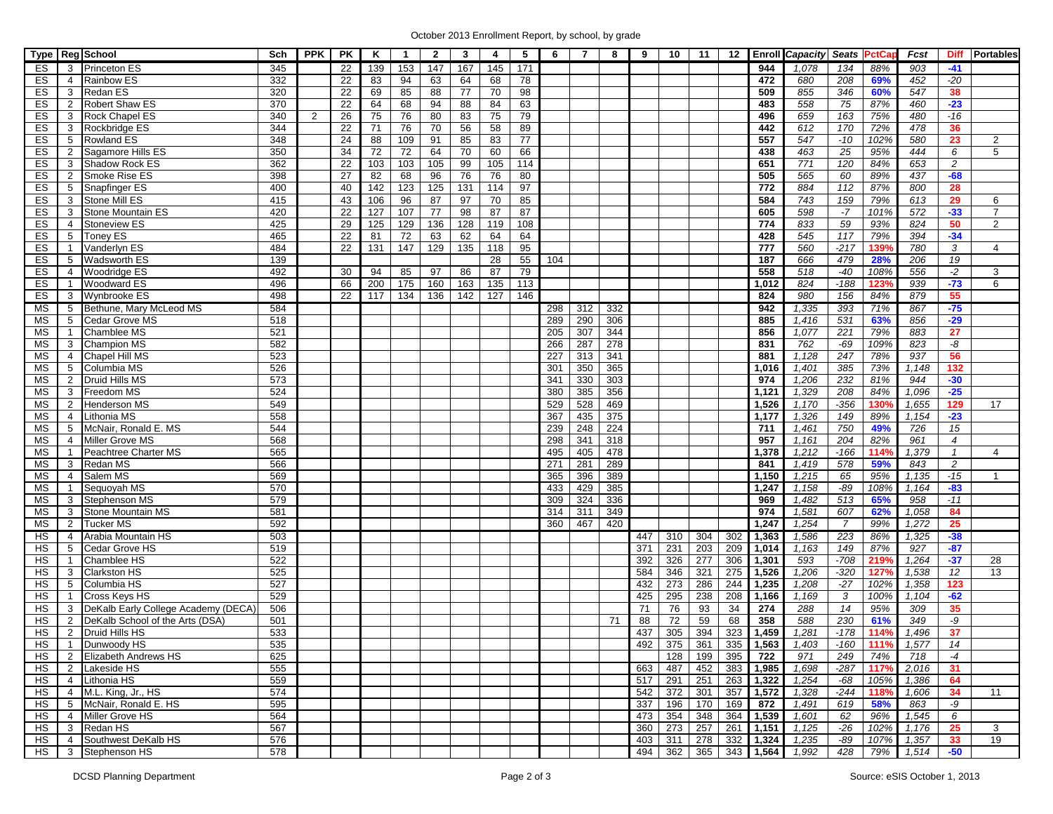October 2013 Enrollment Report, by school, by grade

| Type | Reg | School | Sch | PPK | PK | K | 1 | 2 | 3 | 4 | 5 | 6 | 7 | 8 | 9 | 10 | 11 | 12 | Enroll | Capacity | Seats | PctCap | Fcst | Diff | Portables |
|---|---|---|---|---|---|---|---|---|---|---|---|---|---|---|---|---|---|---|---|---|---|---|---|---|---|
| ES | 3 | Princeton ES | 345 | | 22 | 139 | 153 | 147 | 167 | 145 | 171 | | | | | | | | 944 | 1,078 | 134 | 88% | 903 | -41 | |
| ES | 4 | Rainbow ES | 332 | | 22 | 83 | 94 | 63 | 64 | 68 | 78 | | | | | | | | 472 | 680 | 208 | 69% | 452 | -20 | |
| ES | 3 | Redan ES | 320 | | 22 | 69 | 85 | 88 | 77 | 70 | 98 | | | | | | | | 509 | 855 | 346 | 60% | 547 | 38 | |
| ES | 2 | Robert Shaw ES | 370 | | 22 | 64 | 68 | 94 | 88 | 84 | 63 | | | | | | | | 483 | 558 | 75 | 87% | 460 | -23 | |
| ES | 3 | Rock Chapel ES | 340 | 2 | 26 | 75 | 76 | 80 | 83 | 75 | 79 | | | | | | | | 496 | 659 | 163 | 75% | 480 | -16 | |
| ES | 3 | Rockbridge ES | 344 | | 22 | 71 | 76 | 70 | 56 | 58 | 89 | | | | | | | | 442 | 612 | 170 | 72% | 478 | 36 | |
| ES | 5 | Rowland ES | 348 | | 24 | 88 | 109 | 91 | 85 | 83 | 77 | | | | | | | | 557 | 547 | -10 | 102% | 580 | 23 | 2 |
| ES | 2 | Sagamore Hills ES | 350 | | 34 | 72 | 72 | 64 | 70 | 60 | 66 | | | | | | | | 438 | 463 | 25 | 95% | 444 | 6 | 5 |
| ES | 3 | Shadow Rock ES | 362 | | 22 | 103 | 103 | 105 | 99 | 105 | 114 | | | | | | | | 651 | 771 | 120 | 84% | 653 | 2 | |
| ES | 2 | Smoke Rise ES | 398 | | 27 | 82 | 68 | 96 | 76 | 76 | 80 | | | | | | | | 505 | 565 | 60 | 89% | 437 | -68 | |
| ES | 5 | Snapfinger ES | 400 | | 40 | 142 | 123 | 125 | 131 | 114 | 97 | | | | | | | | 772 | 884 | 112 | 87% | 800 | 28 | |
| ES | 3 | Stone Mill ES | 415 | | 43 | 106 | 96 | 87 | 97 | 70 | 85 | | | | | | | | 584 | 743 | 159 | 79% | 613 | 29 | 6 |
| ES | 3 | Stone Mountain ES | 420 | | 22 | 127 | 107 | 77 | 98 | 87 | 87 | | | | | | | | 605 | 598 | -7 | 101% | 572 | -33 | 7 |
| ES | 4 | Stoneview ES | 425 | | 29 | 125 | 129 | 136 | 128 | 119 | 108 | | | | | | | | 774 | 833 | 59 | 93% | 824 | 50 | 2 |
| ES | 5 | Toney ES | 465 | | 22 | 81 | 72 | 63 | 62 | 64 | 64 | | | | | | | | 428 | 545 | 117 | 79% | 394 | -34 | |
| ES | 1 | Vanderlyn ES | 484 | | 22 | 131 | 147 | 129 | 135 | 118 | 95 | | | | | | | | 777 | 560 | -217 | 139% | 780 | 3 | 4 |
| ES | 5 | Wadsworth ES | 139 | | | | | | | 28 | 55 | 104 | | | | | | | 187 | 666 | 479 | 28% | 206 | 19 | |
| ES | 4 | Woodridge ES | 492 | | 30 | 94 | 85 | 97 | 86 | 87 | 79 | | | | | | | | 558 | 518 | -40 | 108% | 556 | -2 | 3 |
| ES | 1 | Woodward ES | 496 | | 66 | 200 | 175 | 160 | 163 | 135 | 113 | | | | | | | | 1,012 | 824 | -188 | 123% | 939 | -73 | 6 |
| ES | 3 | Wynbrooke ES | 498 | | 22 | 117 | 134 | 136 | 142 | 127 | 146 | | | | | | | | 824 | 980 | 156 | 84% | 879 | 55 | |
| MS | 5 | Bethune, Mary McLeod MS | 584 | | | | | | | | | 298 | 312 | 332 | | | | | 942 | 1,335 | 393 | 71% | 867 | -75 | |
| MS | 5 | Cedar Grove MS | 518 | | | | | | | | | 289 | 290 | 306 | | | | | 885 | 1,416 | 531 | 63% | 856 | -29 | |
| MS | 1 | Chamblee MS | 521 | | | | | | | | | 205 | 307 | 344 | | | | | 856 | 1,077 | 221 | 79% | 883 | 27 | |
| MS | 3 | Champion MS | 582 | | | | | | | | | 266 | 287 | 278 | | | | | 831 | 762 | -69 | 109% | 823 | -8 | |
| MS | 4 | Chapel Hill MS | 523 | | | | | | | | | 227 | 313 | 341 | | | | | 881 | 1,128 | 247 | 78% | 937 | 56 | |
| MS | 5 | Columbia MS | 526 | | | | | | | | | 301 | 350 | 365 | | | | | 1,016 | 1,401 | 385 | 73% | 1,148 | 132 | |
| MS | 2 | Druid Hills MS | 573 | | | | | | | | | 341 | 330 | 303 | | | | | 974 | 1,206 | 232 | 81% | 944 | -30 | |
| MS | 3 | Freedom MS | 524 | | | | | | | | | 380 | 385 | 356 | | | | | 1,121 | 1,329 | 208 | 84% | 1,096 | -25 | |
| MS | 2 | Henderson MS | 549 | | | | | | | | | 529 | 528 | 469 | | | | | 1,526 | 1,170 | -356 | 130% | 1,655 | 129 | 17 |
| MS | 4 | Lithonia MS | 558 | | | | | | | | | 367 | 435 | 375 | | | | | 1,177 | 1,326 | 149 | 89% | 1,154 | -23 | |
| MS | 5 | McNair, Ronald E. MS | 544 | | | | | | | | | 239 | 248 | 224 | | | | | 711 | 1,461 | 750 | 49% | 726 | 15 | |
| MS | 4 | Miller Grove MS | 568 | | | | | | | | | 298 | 341 | 318 | | | | | 957 | 1,161 | 204 | 82% | 961 | 4 | |
| MS | 1 | Peachtree Charter MS | 565 | | | | | | | | | 495 | 405 | 478 | | | | | 1,378 | 1,212 | -166 | 114% | 1,379 | 1 | 4 |
| MS | 3 | Redan MS | 566 | | | | | | | | | 271 | 281 | 289 | | | | | 841 | 1,419 | 578 | 59% | 843 | 2 | |
| MS | 4 | Salem MS | 569 | | | | | | | | | 365 | 396 | 389 | | | | | 1,150 | 1,215 | 65 | 95% | 1,135 | -15 | 1 |
| MS | 1 | Sequoyah MS | 570 | | | | | | | | | 433 | 429 | 385 | | | | | 1,247 | 1,158 | -89 | 108% | 1,164 | -83 | |
| MS | 3 | Stephenson MS | 579 | | | | | | | | | 309 | 324 | 336 | | | | | 969 | 1,482 | 513 | 65% | 958 | -11 | |
| MS | 3 | Stone Mountain MS | 581 | | | | | | | | | 314 | 311 | 349 | | | | | 974 | 1,581 | 607 | 62% | 1,058 | 84 | |
| MS | 2 | Tucker MS | 592 | | | | | | | | | 360 | 467 | 420 | | | | | 1,247 | 1,254 | 7 | 99% | 1,272 | 25 | |
| HS | 4 | Arabia Mountain HS | 503 | | | | | | | | | | | | 447 | 310 | 304 | 302 | 1,363 | 1,586 | 223 | 86% | 1,325 | -38 | |
| HS | 5 | Cedar Grove HS | 519 | | | | | | | | | | | | 371 | 231 | 203 | 209 | 1,014 | 1,163 | 149 | 87% | 927 | -87 | |
| HS | 1 | Chamblee HS | 522 | | | | | | | | | | | | 392 | 326 | 277 | 306 | 1,301 | 593 | -708 | 219% | 1,264 | -37 | 28 |
| HS | 3 | Clarkston HS | 525 | | | | | | | | | | | | 584 | 346 | 321 | 275 | 1,526 | 1,206 | -320 | 127% | 1,538 | 12 | 13 |
| HS | 5 | Columbia HS | 527 | | | | | | | | | | | | 432 | 273 | 286 | 244 | 1,235 | 1,208 | -27 | 102% | 1,358 | 123 | |
| HS | 1 | Cross Keys HS | 529 | | | | | | | | | | | | 425 | 295 | 238 | 208 | 1,166 | 1,169 | 3 | 100% | 1,104 | -62 | |
| HS | 3 | DeKalb Early College Academy (DECA) | 506 | | | | | | | | | | | | 71 | 76 | 93 | 34 | 274 | 288 | 14 | 95% | 309 | 35 | |
| HS | 2 | DeKalb School of the Arts (DSA) | 501 | | | | | | | | | | | 71 | 88 | 72 | 59 | 68 | 358 | 588 | 230 | 61% | 349 | -9 | |
| HS | 2 | Druid Hills HS | 533 | | | | | | | | | | | | 437 | 305 | 394 | 323 | 1,459 | 1,281 | -178 | 114% | 1,496 | 37 | |
| HS | 1 | Dunwoody HS | 535 | | | | | | | | | | | | 492 | 375 | 361 | 335 | 1,563 | 1,403 | -160 | 111% | 1,577 | 14 | |
| HS | 2 | Elizabeth Andrews HS | 625 | | | | | | | | | | | | | 128 | 199 | 395 | 722 | 971 | 249 | 74% | 718 | -4 | |
| HS | 2 | Lakeside HS | 555 | | | | | | | | | | | | 663 | 487 | 452 | 383 | 1,985 | 1,698 | -287 | 117% | 2,016 | 31 | |
| HS | 4 | Lithonia HS | 559 | | | | | | | | | | | | 517 | 291 | 251 | 263 | 1,322 | 1,254 | -68 | 105% | 1,386 | 64 | |
| HS | 4 | M.L. King, Jr., HS | 574 | | | | | | | | | | | | 542 | 372 | 301 | 357 | 1,572 | 1,328 | -244 | 118% | 1,606 | 34 | 11 |
| HS | 5 | McNair, Ronald E. HS | 595 | | | | | | | | | | | | 337 | 196 | 170 | 169 | 872 | 1,491 | 619 | 58% | 863 | -9 | |
| HS | 4 | Miller Grove HS | 564 | | | | | | | | | | | | 473 | 354 | 348 | 364 | 1,539 | 1,601 | 62 | 96% | 1,545 | 6 | |
| HS | 3 | Redan HS | 567 | | | | | | | | | | | | 360 | 273 | 257 | 261 | 1,151 | 1,125 | -26 | 102% | 1,176 | 25 | 3 |
| HS | 4 | Southwest DeKalb HS | 576 | | | | | | | | | | | | 403 | 311 | 278 | 332 | 1,324 | 1,235 | -89 | 107% | 1,357 | 33 | 19 |
| HS | 3 | Stephenson HS | 578 | | | | | | | | | | | | 494 | 362 | 365 | 343 | 1,564 | 1,992 | 428 | 79% | 1,514 | -50 | |

DCSD Planning Department

Source: eSIS October 1, 2013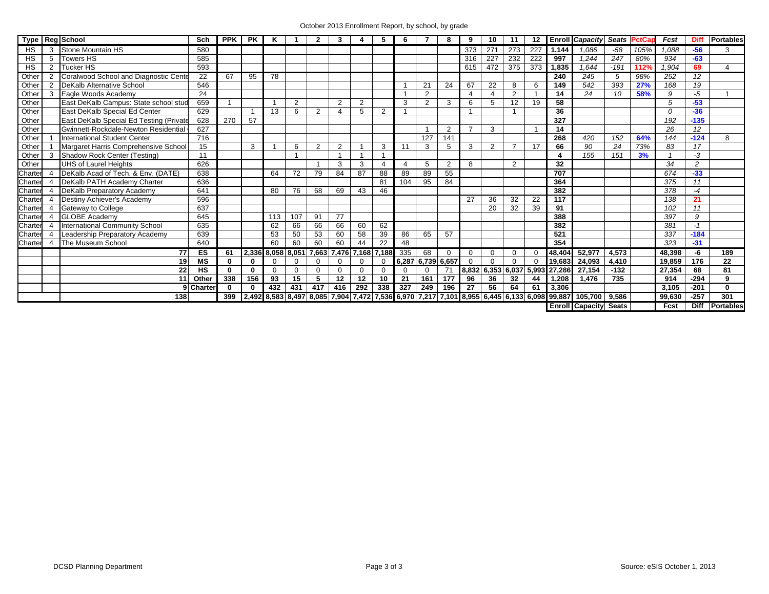October 2013 Enrollment Report, by school, by grade

| Type | Reg | School | Sch | PPK | PK | K | 1 | 2 | 3 | 4 | 5 | 6 | 7 | 8 | 9 | 10 | 11 | 12 | Enroll | Capacity | Seats | PctCap | Fcst | Diff | Portables |
|---|---|---|---|---|---|---|---|---|---|---|---|---|---|---|---|---|---|---|---|---|---|---|---|---|---|
| HS | 3 | Stone Mountain HS | 580 | | | | | | | | | | | | 373 | 271 | 273 | 227 | 1,144 | 1,086 | -58 | 105% | 1,088 | -56 | 3 |
| HS | 5 | Towers HS | 585 | | | | | | | | | | | | 316 | 227 | 232 | 222 | 997 | 1,244 | 247 | 80% | 934 | -63 | |
| HS | 2 | Tucker HS | 593 | | | | | | | | | | | | 615 | 472 | 375 | 373 | 1,835 | 1,644 | -191 | 112% | 1,904 | 69 | 4 |
| Other | 2 | Coralwood School and Diagnostic Cente | 22 | 67 | 95 | 78 | | | | | | | | | | | | | 240 | 245 | 5 | 98% | 252 | 12 | |
| Other | 2 | DeKalb Alternative School | 546 | | | | | | | | | 1 | 21 | 24 | 67 | 22 | 8 | 6 | 149 | 542 | 393 | 27% | 168 | 19 | |
| Other | 3 | Eagle Woods Academy | 24 | | | | | | | | | 1 | 2 | | 4 | 4 | 2 | 1 | 14 | 24 | 10 | 58% | 9 | -5 | 1 |
| Other | | East DeKalb Campus: State school stud | 659 | 1 | | 1 | 2 | | 2 | 2 | | 3 | 2 | 3 | 6 | 5 | 12 | 19 | 58 | | | | 5 | -53 | |
| Other | | East DeKalb Special Ed Center | 629 | | 1 | 13 | 6 | 2 | 4 | 5 | 2 | 1 | | | 1 | | 1 | | 36 | | | | 0 | -36 | |
| Other | | East DeKalb Special Ed Testing (Private | 628 | 270 | 57 | | | | | | | | | | | | | | 327 | | | | 192 | -135 | |
| Other | | Gwinnett-Rockdale-Newton Residential | 627 | | | | | | | | | | 1 | 2 | 7 | 3 | | 1 | 14 | | | | 26 | 12 | |
| Other | 1 | International Student Center | 716 | | | | | | | | | | 127 | 141 | | | | | 268 | 420 | 152 | 64% | 144 | -124 | 8 |
| Other | 1 | Margaret Harris Comprehensive School | 15 | | 3 | 1 | 6 | 2 | 2 | 1 | 3 | 11 | 3 | 5 | 3 | 2 | 7 | 17 | 66 | 90 | 24 | 73% | 83 | 17 | |
| Other | 3 | Shadow Rock Center (Testing) | 11 | | | | 1 | | 1 | 1 | 1 | | | | | | | | 4 | 155 | 151 | 3% | 1 | -3 | |
| Other | | UHS of Laurel Heights | 626 | | | | | 1 | 3 | 3 | 4 | 4 | 5 | 2 | 8 | | 2 | | 32 | | | | 34 | 2 | |
| Charter | 4 | DeKalb Acad of Tech. & Env. (DATE) | 638 | | | 64 | 72 | 79 | 84 | 87 | 88 | 89 | 89 | 55 | | | | | 707 | | | | 674 | -33 | |
| Charter | 4 | DeKalb PATH Academy Charter | 636 | | | | | | | | 81 | 104 | 95 | 84 | | | | | 364 | | | | 375 | 11 | |
| Charter | 4 | DeKalb Preparatory Academy | 641 | | | 80 | 76 | 68 | 69 | 43 | 46 | | | | | | | | 382 | | | | 378 | -4 | |
| Charter | 4 | Destiny Achiever's Academy | 596 | | | | | | | | | | | | 27 | 36 | 32 | 22 | 117 | | | | 138 | 21 | |
| Charter | 4 | Gateway to College | 637 | | | | | | | | | | | | | 20 | 32 | 39 | 91 | | | | 102 | 11 | |
| Charter | 4 | GLOBE Academy | 645 | | | 113 | 107 | 91 | 77 | | | | | | | | | | 388 | | | | 397 | 9 | |
| Charter | 4 | International Community School | 635 | | | 62 | 66 | 66 | 66 | 60 | 62 | | | | | | | | 382 | | | | 381 | -1 | |
| Charter | 4 | Leadership Preparatory Academy | 639 | | | 53 | 50 | 53 | 60 | 58 | 39 | 86 | 65 | 57 | | | | | 521 | | | | 337 | -184 | |
| Charter | 4 | The Museum School | 640 | | | 60 | 60 | 60 | 60 | 44 | 22 | 48 | | | | | | | 354 | | | | 323 | -31 | |
| | | 77 | ES | 61 | 2,336 | 8,058 | 8,051 | 7,663 | 7,476 | 7,168 | 7,188 | 335 | 68 | 0 | 0 | 0 | 0 | 0 | 48,404 | 52,977 | 4,573 | | 48,398 | -6 | 189 |
| | | 19 | MS | 0 | 0 | 0 | 0 | 0 | 0 | 0 | 0 | 6,287 | 6,739 | 6,657 | 0 | 0 | 0 | 0 | 19,683 | 24,093 | 4,410 | | 19,859 | 176 | 22 |
| | | 22 | HS | 0 | 0 | 0 | 0 | 0 | 0 | 0 | 0 | 0 | 0 | 71 | 8,832 | 6,353 | 6,037 | 5,993 | 27,286 | 27,154 | -132 | | 27,354 | 68 | 81 |
| | | 11 | Other | 338 | 156 | 93 | 15 | 5 | 12 | 12 | 10 | 21 | 161 | 177 | 96 | 36 | 32 | 44 | 1,208 | 1,476 | 735 | | 914 | -294 | 9 |
| | | 9 | Charter | 0 | 0 | 432 | 431 | 417 | 416 | 292 | 338 | 327 | 249 | 196 | 27 | 56 | 64 | 61 | 3,306 | | | | 3,105 | -201 | 0 |
| | | 138 | | 399 | 2,492 | 8,583 | 8,497 | 8,085 | 7,904 | 7,472 | 7,536 | 6,970 | 7,217 | 7,101 | 8,955 | 6,445 | 6,133 | 6,098 | 99,887 | 105,700 | 9,586 | | 99,630 | -257 | 301 |
| | | | | | | | | | | | | | | | | | | | Enroll | Capacity | Seats | | Fcst | Diff | Portables |